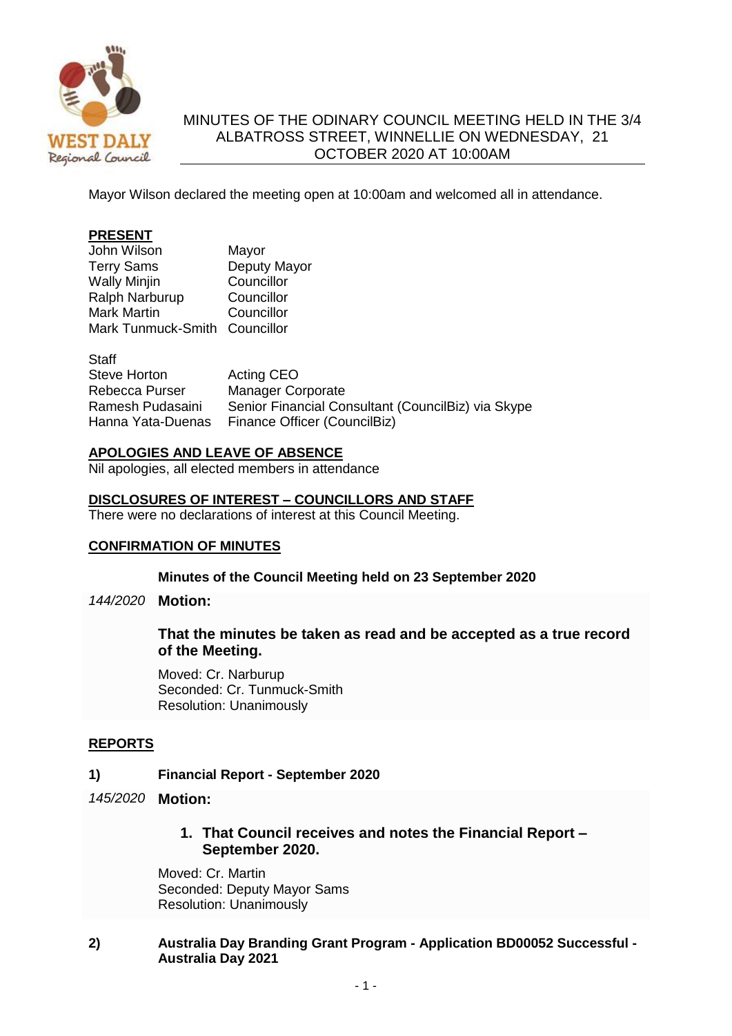# MINUTES OF THE ODINARY COUNCIL MEETING HELD IN THE 3/4 ALBATROSS STREET, WINNELLIE ON WEDNESDAY, 21 OCTOBER 2020 AT 10:00AM

Mayor Wilson declared the meeting open at 10:00am and welcomed all in attendance.

**PRESENT**

| | |
|---|---|
| John Wilson | Mayor |
| Terry Sams | Deputy Mayor |
| Wally Minjin | Councillor |
| Ralph Narburup | Councillor |
| Mark Martin | Councillor |
| Mark Tunmuck-Smith | Councillor |

Staff

| | |
|---|---|
| Steve Horton | Acting CEO |
| Rebecca Purser | Manager Corporate |
| Ramesh Pudasaini | Senior Financial Consultant (CouncilBiz) via Skype |
| Hanna Yata-Duenas | Finance Officer (CouncilBiz) |

**APOLOGIES AND LEAVE OF ABSENCE**

Nil apologies, all elected members in attendance

**DISCLOSURES OF INTEREST – COUNCILLORS AND STAFF**

There were no declarations of interest at this Council Meeting.

**CONFIRMATION OF MINUTES**

**Minutes of the Council Meeting held on 23 September 2020**

*144/2020* **Motion:**

**That the minutes be taken as read and be accepted as a true record of the Meeting.**

Moved: Cr. Narburup
Seconded: Cr. Tunmuck-Smith
Resolution: Unanimously

**REPORTS**

**1) Financial Report - September 2020**

*145/2020* **Motion:**

1. **That Council receives and notes the Financial Report – September 2020.**

Moved: Cr. Martin
Seconded: Deputy Mayor Sams
Resolution: Unanimously

**2) Australia Day Branding Grant Program - Application BD00052 Successful - Australia Day 2021**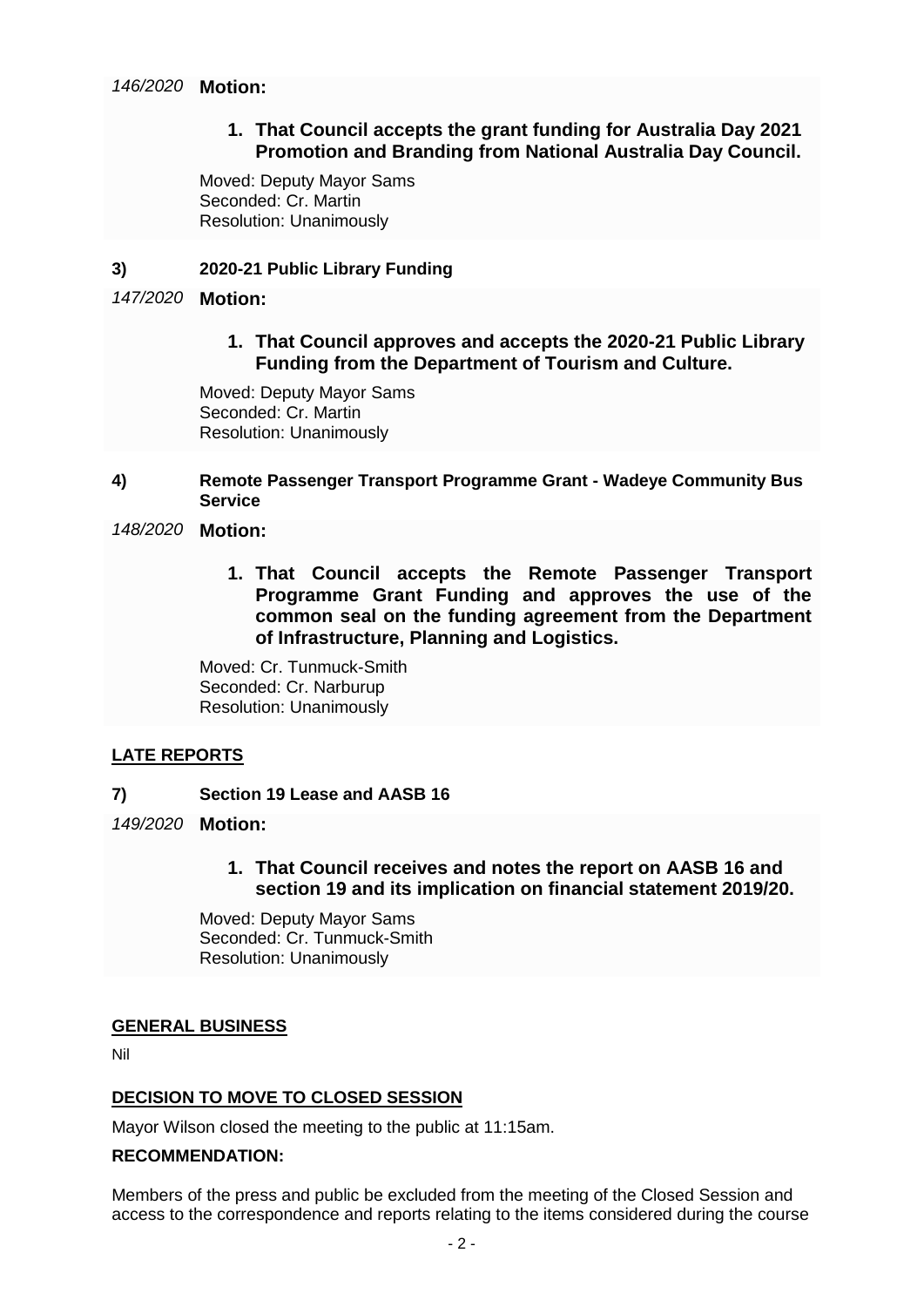*146/2020* **Motion:**

1. **That Council accepts the grant funding for Australia Day 2021 Promotion and Branding from National Australia Day Council.**

Moved: Deputy Mayor Sams
Seconded: Cr. Martin
Resolution: Unanimously

**3) 2020-21 Public Library Funding**

*147/2020* **Motion:**

1. **That Council approves and accepts the 2020-21 Public Library Funding from the Department of Tourism and Culture.**

Moved: Deputy Mayor Sams
Seconded: Cr. Martin
Resolution: Unanimously

**4) Remote Passenger Transport Programme Grant - Wadeye Community Bus Service**

*148/2020* **Motion:**

1. **That Council accepts the Remote Passenger Transport Programme Grant Funding and approves the use of the common seal on the funding agreement from the Department of Infrastructure, Planning and Logistics.**

Moved: Cr. Tunmuck-Smith
Seconded: Cr. Narburup
Resolution: Unanimously

## LATE REPORTS

**7) Section 19 Lease and AASB 16**

*149/2020* **Motion:**

1. **That Council receives and notes the report on AASB 16 and section 19 and its implication on financial statement 2019/20.**

Moved: Deputy Mayor Sams
Seconded: Cr. Tunmuck-Smith
Resolution: Unanimously

## GENERAL BUSINESS

Nil

## DECISION TO MOVE TO CLOSED SESSION

Mayor Wilson closed the meeting to the public at 11:15am.

**RECOMMENDATION:**

Members of the press and public be excluded from the meeting of the Closed Session and access to the correspondence and reports relating to the items considered during the course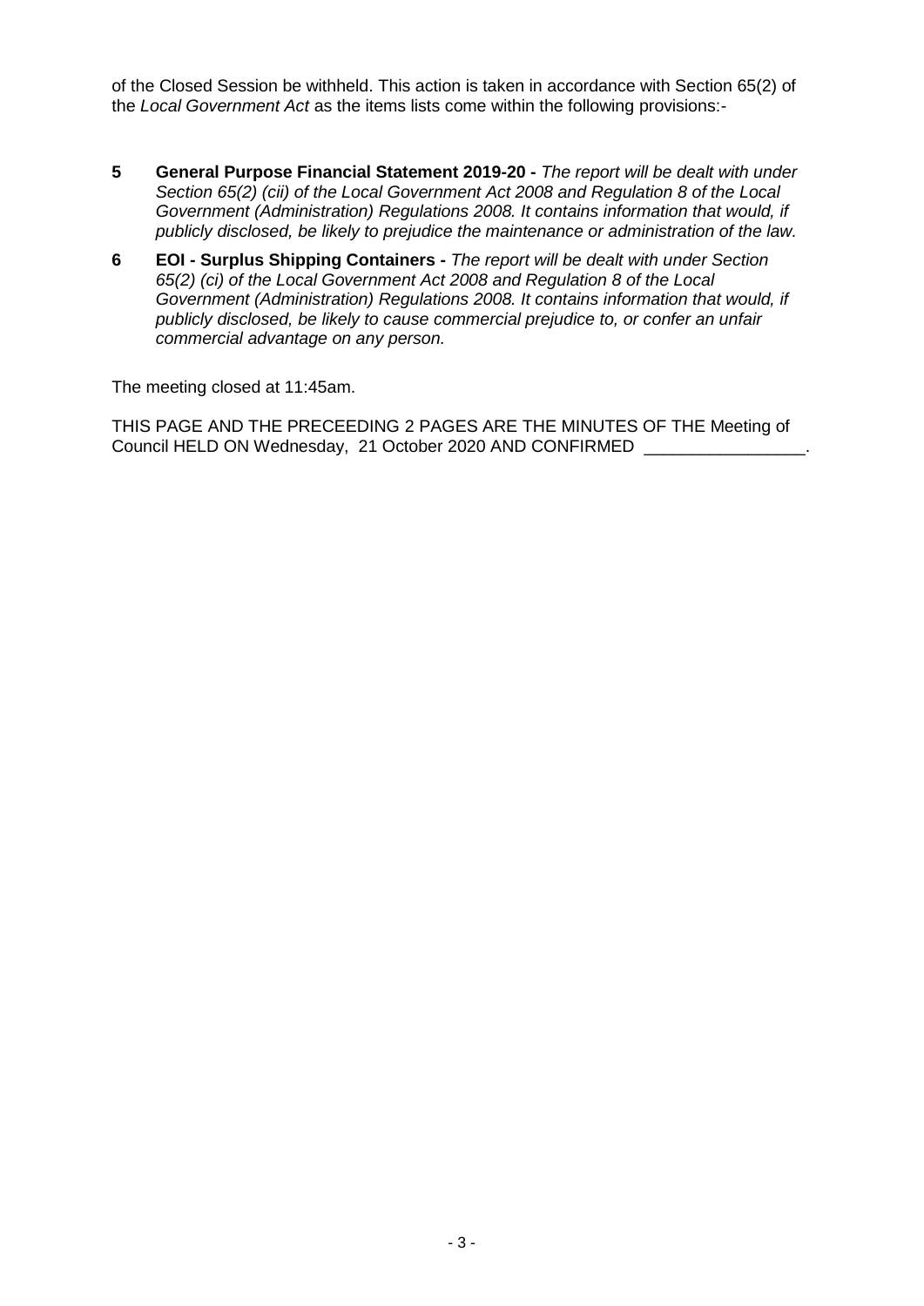of the Closed Session be withheld. This action is taken in accordance with Section 65(2) of the *Local Government Act* as the items lists come within the following provisions:-

**5** **General Purpose Financial Statement 2019-20 -** *The report will be dealt with under Section 65(2) (cii) of the Local Government Act 2008 and Regulation 8 of the Local Government (Administration) Regulations 2008. It contains information that would, if publicly disclosed, be likely to prejudice the maintenance or administration of the law.*

**6** **EOI - Surplus Shipping Containers -** *The report will be dealt with under Section 65(2) (ci) of the Local Government Act 2008 and Regulation 8 of the Local Government (Administration) Regulations 2008. It contains information that would, if publicly disclosed, be likely to cause commercial prejudice to, or confer an unfair commercial advantage on any person.*

The meeting closed at 11:45am.

THIS PAGE AND THE PRECEEDING 2 PAGES ARE THE MINUTES OF THE Meeting of Council HELD ON Wednesday, 21 October 2020 AND CONFIRMED _________________.